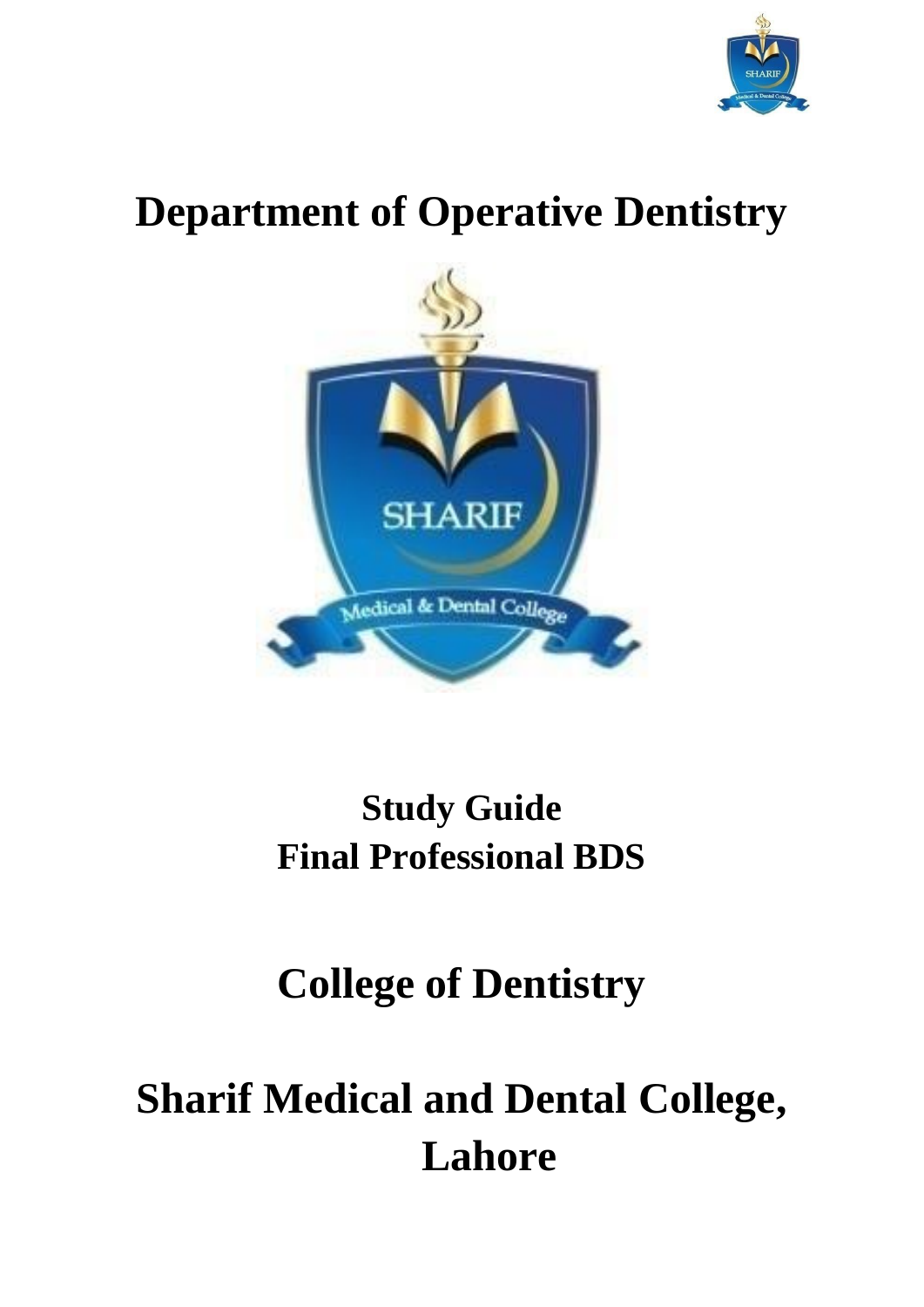# Department of Operative Dentistry

**Study Guide**
**Final Professional BDS**

# College of Dentistry

# Sharif Medical and Dental College, Lahore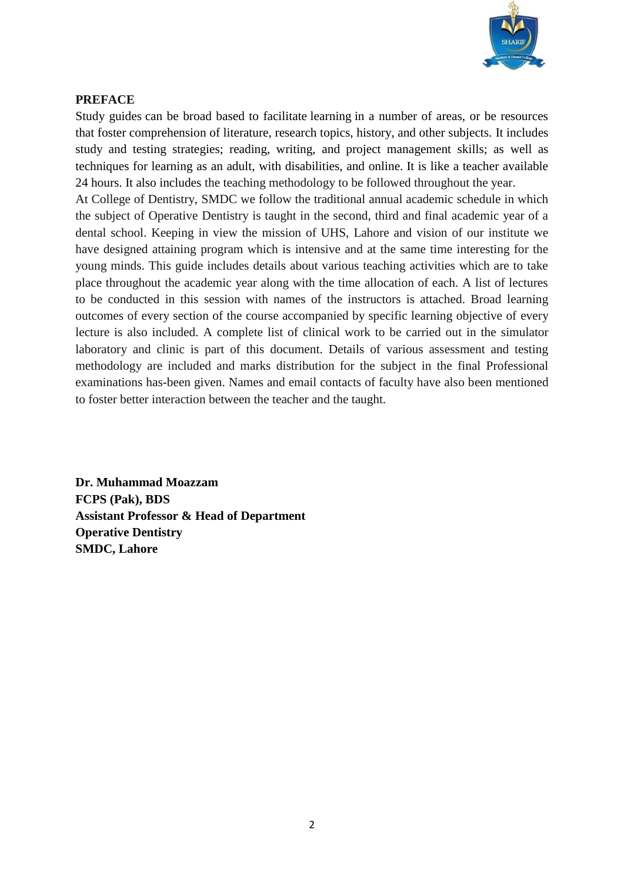**PREFACE**

Study guides can be broad based to facilitate learning in a number of areas, or be resources that foster comprehension of literature, research topics, history, and other subjects. It includes study and testing strategies; reading, writing, and project management skills; as well as techniques for learning as an adult, with disabilities, and online. It is like a teacher available 24 hours. It also includes the teaching methodology to be followed throughout the year.

At College of Dentistry, SMDC we follow the traditional annual academic schedule in which the subject of Operative Dentistry is taught in the second, third and final academic year of a dental school. Keeping in view the mission of UHS, Lahore and vision of our institute we have designed attaining program which is intensive and at the same time interesting for the young minds. This guide includes details about various teaching activities which are to take place throughout the academic year along with the time allocation of each. A list of lectures to be conducted in this session with names of the instructors is attached. Broad learning outcomes of every section of the course accompanied by specific learning objective of every lecture is also included. A complete list of clinical work to be carried out in the simulator laboratory and clinic is part of this document. Details of various assessment and testing methodology are included and marks distribution for the subject in the final Professional examinations has-been given. Names and email contacts of faculty have also been mentioned to foster better interaction between the teacher and the taught.

**Dr. Muhammad Moazzam**
**FCPS (Pak), BDS**
**Assistant Professor & Head of Department**
**Operative Dentistry**
**SMDC, Lahore**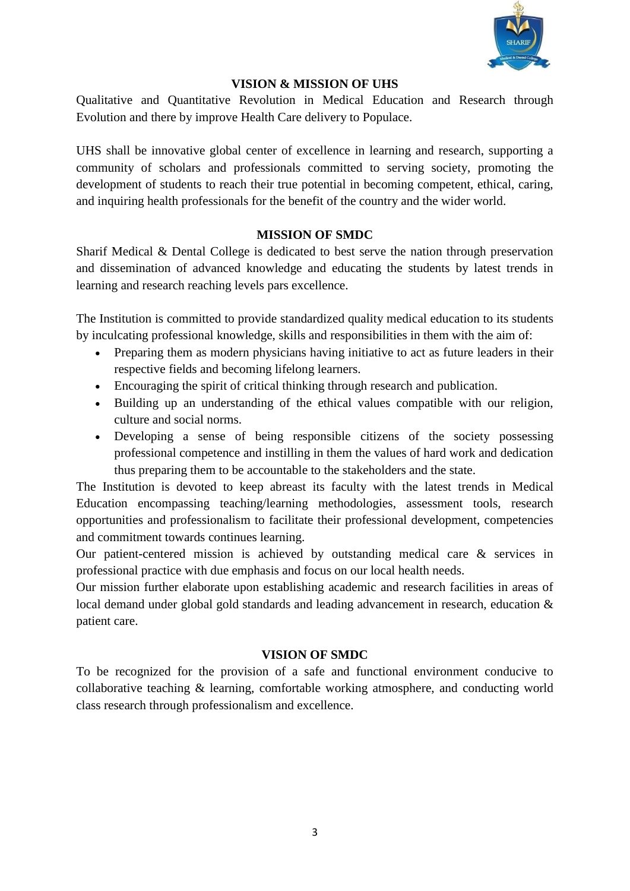## VISION & MISSION OF UHS

Qualitative and Quantitative Revolution in Medical Education and Research through Evolution and there by improve Health Care delivery to Populace.

UHS shall be innovative global center of excellence in learning and research, supporting a community of scholars and professionals committed to serving society, promoting the development of students to reach their true potential in becoming competent, ethical, caring, and inquiring health professionals for the benefit of the country and the wider world.

## MISSION OF SMDC

Sharif Medical & Dental College is dedicated to best serve the nation through preservation and dissemination of advanced knowledge and educating the students by latest trends in learning and research reaching levels pars excellence.

The Institution is committed to provide standardized quality medical education to its students by inculcating professional knowledge, skills and responsibilities in them with the aim of:

- Preparing them as modern physicians having initiative to act as future leaders in their respective fields and becoming lifelong learners.
- Encouraging the spirit of critical thinking through research and publication.
- Building up an understanding of the ethical values compatible with our religion, culture and social norms.
- Developing a sense of being responsible citizens of the society possessing professional competence and instilling in them the values of hard work and dedication thus preparing them to be accountable to the stakeholders and the state.

The Institution is devoted to keep abreast its faculty with the latest trends in Medical Education encompassing teaching/learning methodologies, assessment tools, research opportunities and professionalism to facilitate their professional development, competencies and commitment towards continues learning.

Our patient-centered mission is achieved by outstanding medical care & services in professional practice with due emphasis and focus on our local health needs.

Our mission further elaborate upon establishing academic and research facilities in areas of local demand under global gold standards and leading advancement in research, education & patient care.

## VISION OF SMDC

To be recognized for the provision of a safe and functional environment conducive to collaborative teaching & learning, comfortable working atmosphere, and conducting world class research through professionalism and excellence.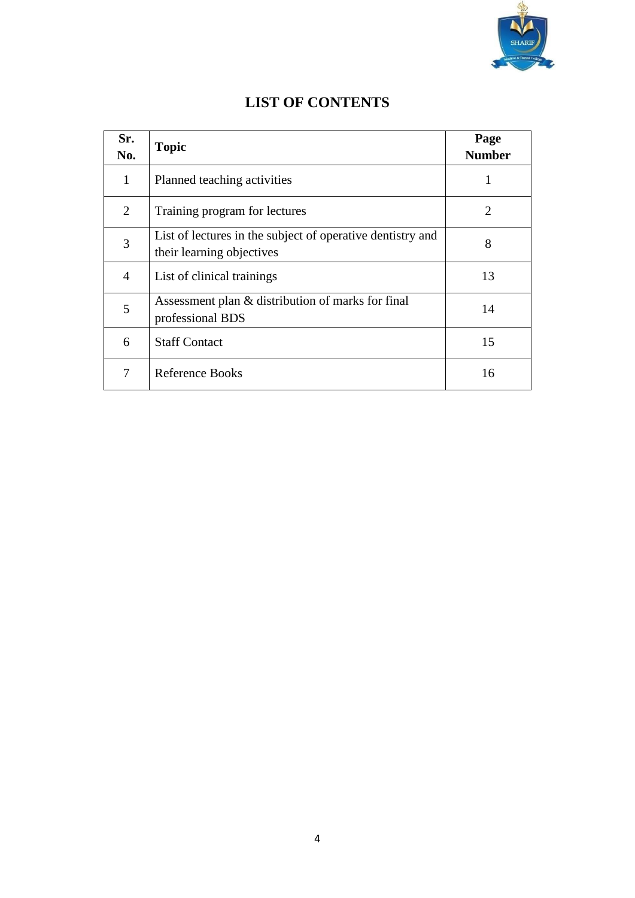# LIST OF CONTENTS

| Sr. No. | Topic | Page Number |
|---|---|---|
| 1 | Planned teaching activities | 1 |
| 2 | Training program for lectures | 2 |
| 3 | List of lectures in the subject of operative dentistry and their learning objectives | 8 |
| 4 | List of clinical trainings | 13 |
| 5 | Assessment plan & distribution of marks for final professional BDS | 14 |
| 6 | Staff Contact | 15 |
| 7 | Reference Books | 16 |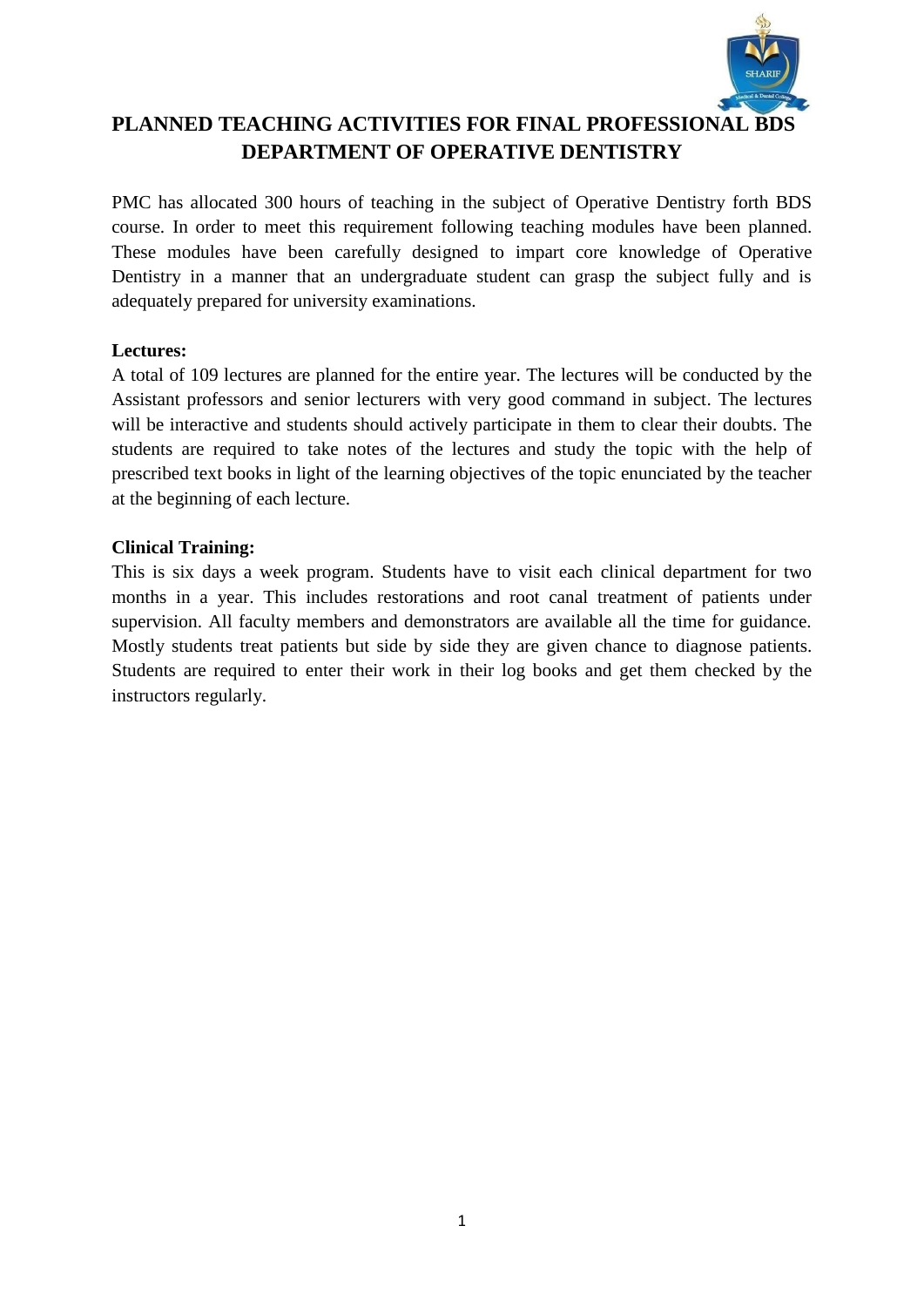# PLANNED TEACHING ACTIVITIES FOR FINAL PROFESSIONAL BDS
## DEPARTMENT OF OPERATIVE DENTISTRY

PMC has allocated 300 hours of teaching in the subject of Operative Dentistry forth BDS course. In order to meet this requirement following teaching modules have been planned. These modules have been carefully designed to impart core knowledge of Operative Dentistry in a manner that an undergraduate student can grasp the subject fully and is adequately prepared for university examinations.

**Lectures:**

A total of 109 lectures are planned for the entire year. The lectures will be conducted by the Assistant professors and senior lecturers with very good command in subject. The lectures will be interactive and students should actively participate in them to clear their doubts. The students are required to take notes of the lectures and study the topic with the help of prescribed text books in light of the learning objectives of the topic enunciated by the teacher at the beginning of each lecture.

**Clinical Training:**

This is six days a week program. Students have to visit each clinical department for two months in a year. This includes restorations and root canal treatment of patients under supervision. All faculty members and demonstrators are available all the time for guidance. Mostly students treat patients but side by side they are given chance to diagnose patients. Students are required to enter their work in their log books and get them checked by the instructors regularly.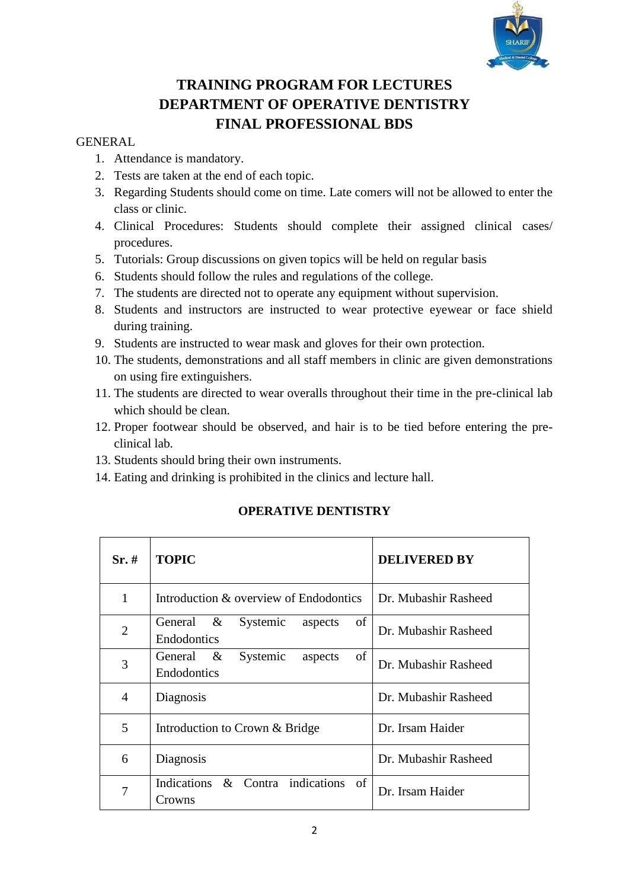# TRAINING PROGRAM FOR LECTURES
# DEPARTMENT OF OPERATIVE DENTISTRY
# FINAL PROFESSIONAL BDS

GENERAL

1. Attendance is mandatory.
2. Tests are taken at the end of each topic.
3. Regarding Students should come on time. Late comers will not be allowed to enter the class or clinic.
4. Clinical Procedures: Students should complete their assigned clinical cases/ procedures.
5. Tutorials: Group discussions on given topics will be held on regular basis
6. Students should follow the rules and regulations of the college.
7. The students are directed not to operate any equipment without supervision.
8. Students and instructors are instructed to wear protective eyewear or face shield during training.
9. Students are instructed to wear mask and gloves for their own protection.
10. The students, demonstrations and all staff members in clinic are given demonstrations on using fire extinguishers.
11. The students are directed to wear overalls throughout their time in the pre-clinical lab which should be clean.
12. Proper footwear should be observed, and hair is to be tied before entering the pre-clinical lab.
13. Students should bring their own instruments.
14. Eating and drinking is prohibited in the clinics and lecture hall.

## OPERATIVE DENTISTRY

| Sr. # | TOPIC | DELIVERED BY |
|---|---|---|
| 1 | Introduction & overview of Endodontics | Dr. Mubashir Rasheed |
| 2 | General & Systemic aspects of Endodontics | Dr. Mubashir Rasheed |
| 3 | General & Systemic aspects of Endodontics | Dr. Mubashir Rasheed |
| 4 | Diagnosis | Dr. Mubashir Rasheed |
| 5 | Introduction to Crown & Bridge | Dr. Irsam Haider |
| 6 | Diagnosis | Dr. Mubashir Rasheed |
| 7 | Indications & Contra indications of Crowns | Dr. Irsam Haider |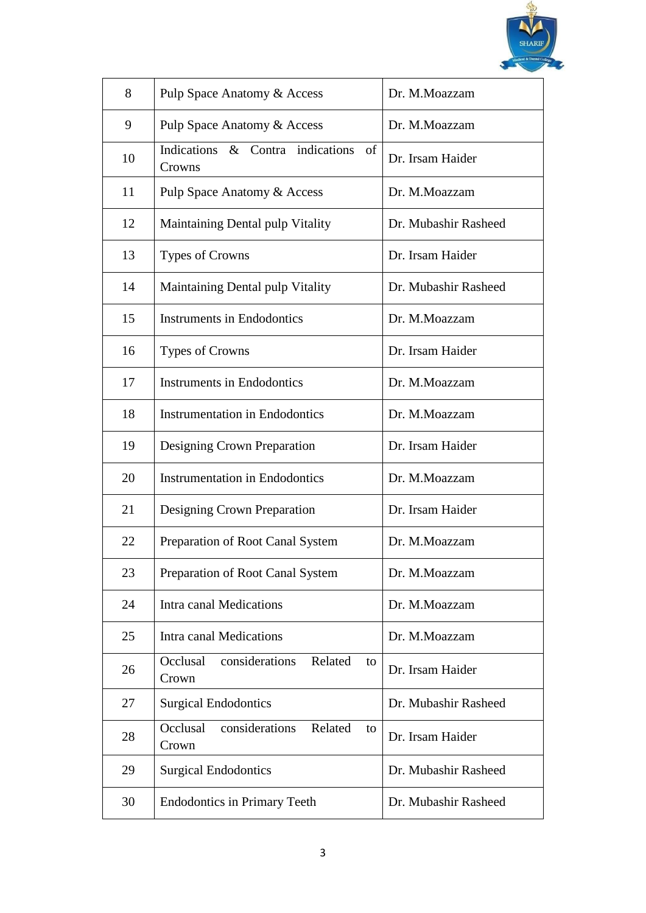| | | |
|---|---|---|
| 8 | Pulp Space Anatomy & Access | Dr. M.Moazzam |
| 9 | Pulp Space Anatomy & Access | Dr. M.Moazzam |
| 10 | Indications & Contra indications of Crowns | Dr. Irsam Haider |
| 11 | Pulp Space Anatomy & Access | Dr. M.Moazzam |
| 12 | Maintaining Dental pulp Vitality | Dr. Mubashir Rasheed |
| 13 | Types of Crowns | Dr. Irsam Haider |
| 14 | Maintaining Dental pulp Vitality | Dr. Mubashir Rasheed |
| 15 | Instruments in Endodontics | Dr. M.Moazzam |
| 16 | Types of Crowns | Dr. Irsam Haider |
| 17 | Instruments in Endodontics | Dr. M.Moazzam |
| 18 | Instrumentation in Endodontics | Dr. M.Moazzam |
| 19 | Designing Crown Preparation | Dr. Irsam Haider |
| 20 | Instrumentation in Endodontics | Dr. M.Moazzam |
| 21 | Designing Crown Preparation | Dr. Irsam Haider |
| 22 | Preparation of Root Canal System | Dr. M.Moazzam |
| 23 | Preparation of Root Canal System | Dr. M.Moazzam |
| 24 | Intra canal Medications | Dr. M.Moazzam |
| 25 | Intra canal Medications | Dr. M.Moazzam |
| 26 | Occlusal considerations Related to Crown | Dr. Irsam Haider |
| 27 | Surgical Endodontics | Dr. Mubashir Rasheed |
| 28 | Occlusal considerations Related to Crown | Dr. Irsam Haider |
| 29 | Surgical Endodontics | Dr. Mubashir Rasheed |
| 30 | Endodontics in Primary Teeth | Dr. Mubashir Rasheed |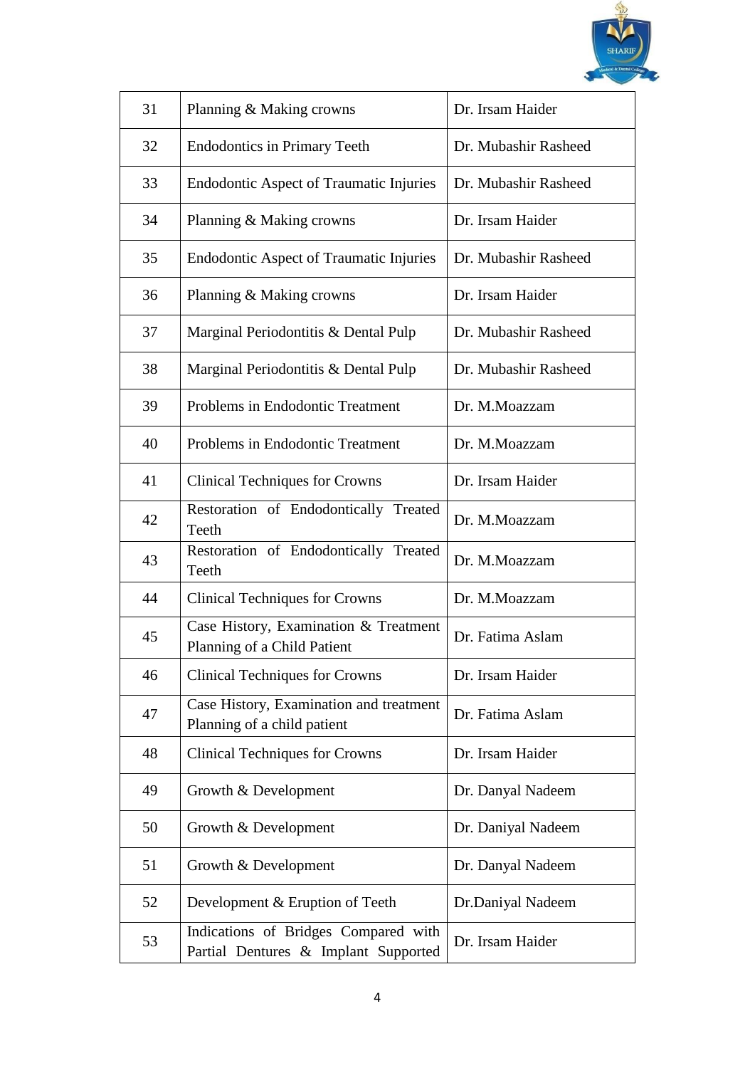| 31 | Planning & Making crowns | Dr. Irsam Haider |
|---|---|---|
| 32 | Endodontics in Primary Teeth | Dr. Mubashir Rasheed |
| 33 | Endodontic Aspect of Traumatic Injuries | Dr. Mubashir Rasheed |
| 34 | Planning & Making crowns | Dr. Irsam Haider |
| 35 | Endodontic Aspect of Traumatic Injuries | Dr. Mubashir Rasheed |
| 36 | Planning & Making crowns | Dr. Irsam Haider |
| 37 | Marginal Periodontitis & Dental Pulp | Dr. Mubashir Rasheed |
| 38 | Marginal Periodontitis & Dental Pulp | Dr. Mubashir Rasheed |
| 39 | Problems in Endodontic Treatment | Dr. M.Moazzam |
| 40 | Problems in Endodontic Treatment | Dr. M.Moazzam |
| 41 | Clinical Techniques for Crowns | Dr. Irsam Haider |
| 42 | Restoration of Endodontically Treated Teeth | Dr. M.Moazzam |
| 43 | Restoration of Endodontically Treated Teeth | Dr. M.Moazzam |
| 44 | Clinical Techniques for Crowns | Dr. M.Moazzam |
| 45 | Case History, Examination & Treatment Planning of a Child Patient | Dr. Fatima Aslam |
| 46 | Clinical Techniques for Crowns | Dr. Irsam Haider |
| 47 | Case History, Examination and treatment Planning of a child patient | Dr. Fatima Aslam |
| 48 | Clinical Techniques for Crowns | Dr. Irsam Haider |
| 49 | Growth & Development | Dr. Danyal Nadeem |
| 50 | Growth & Development | Dr. Daniyal Nadeem |
| 51 | Growth & Development | Dr. Danyal Nadeem |
| 52 | Development & Eruption of Teeth | Dr.Daniyal Nadeem |
| 53 | Indications of Bridges Compared with Partial Dentures & Implant Supported | Dr. Irsam Haider |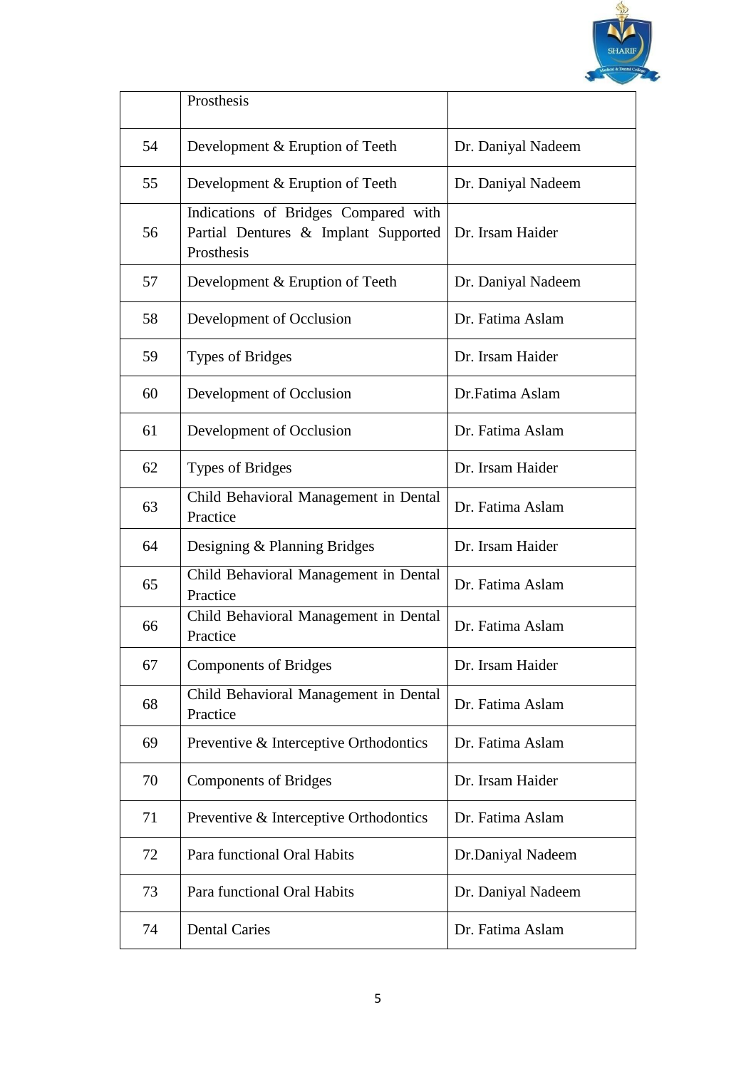|  | Prosthesis |  |
|---|---|---|
| 54 | Development & Eruption of Teeth | Dr. Daniyal Nadeem |
| 55 | Development & Eruption of Teeth | Dr. Daniyal Nadeem |
| 56 | Indications of Bridges Compared with Partial Dentures & Implant Supported Prosthesis | Dr. Irsam Haider |
| 57 | Development & Eruption of Teeth | Dr. Daniyal Nadeem |
| 58 | Development of Occlusion | Dr. Fatima Aslam |
| 59 | Types of Bridges | Dr. Irsam Haider |
| 60 | Development of Occlusion | Dr.Fatima Aslam |
| 61 | Development of Occlusion | Dr. Fatima Aslam |
| 62 | Types of Bridges | Dr. Irsam Haider |
| 63 | Child Behavioral Management in Dental Practice | Dr. Fatima Aslam |
| 64 | Designing & Planning Bridges | Dr. Irsam Haider |
| 65 | Child Behavioral Management in Dental Practice | Dr. Fatima Aslam |
| 66 | Child Behavioral Management in Dental Practice | Dr. Fatima Aslam |
| 67 | Components of Bridges | Dr. Irsam Haider |
| 68 | Child Behavioral Management in Dental Practice | Dr. Fatima Aslam |
| 69 | Preventive & Interceptive Orthodontics | Dr. Fatima Aslam |
| 70 | Components of Bridges | Dr. Irsam Haider |
| 71 | Preventive & Interceptive Orthodontics | Dr. Fatima Aslam |
| 72 | Para functional Oral Habits | Dr.Daniyal Nadeem |
| 73 | Para functional Oral Habits | Dr. Daniyal Nadeem |
| 74 | Dental Caries | Dr. Fatima Aslam |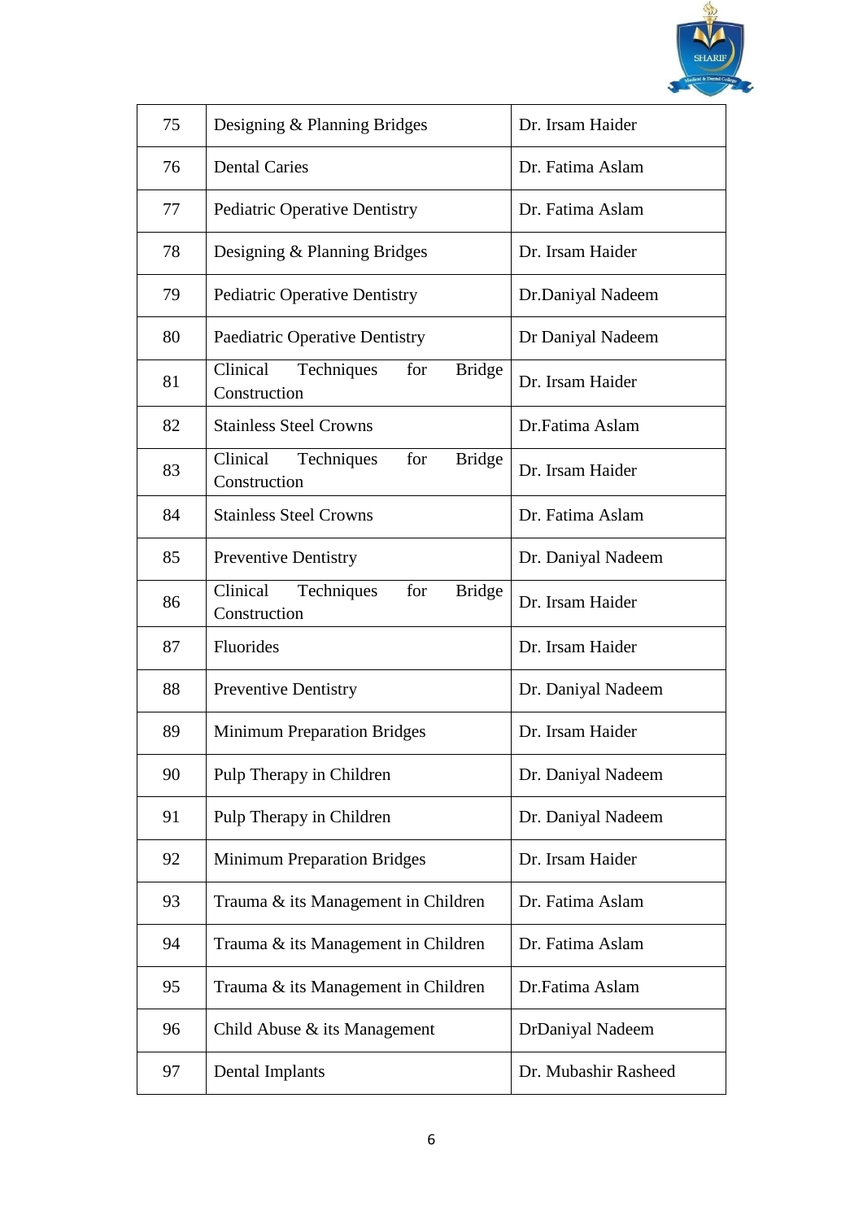| 75 | Designing & Planning Bridges | Dr. Irsam Haider |
|---|---|---|
| 76 | Dental Caries | Dr. Fatima Aslam |
| 77 | Pediatric Operative Dentistry | Dr. Fatima Aslam |
| 78 | Designing & Planning Bridges | Dr. Irsam Haider |
| 79 | Pediatric Operative Dentistry | Dr.Daniyal Nadeem |
| 80 | Paediatric Operative Dentistry | Dr Daniyal Nadeem |
| 81 | Clinical Techniques for Bridge Construction | Dr. Irsam Haider |
| 82 | Stainless Steel Crowns | Dr.Fatima Aslam |
| 83 | Clinical Techniques for Bridge Construction | Dr. Irsam Haider |
| 84 | Stainless Steel Crowns | Dr. Fatima Aslam |
| 85 | Preventive Dentistry | Dr. Daniyal Nadeem |
| 86 | Clinical Techniques for Bridge Construction | Dr. Irsam Haider |
| 87 | Fluorides | Dr. Irsam Haider |
| 88 | Preventive Dentistry | Dr. Daniyal Nadeem |
| 89 | Minimum Preparation Bridges | Dr. Irsam Haider |
| 90 | Pulp Therapy in Children | Dr. Daniyal Nadeem |
| 91 | Pulp Therapy in Children | Dr. Daniyal Nadeem |
| 92 | Minimum Preparation Bridges | Dr. Irsam Haider |
| 93 | Trauma & its Management in Children | Dr. Fatima Aslam |
| 94 | Trauma & its Management in Children | Dr. Fatima Aslam |
| 95 | Trauma & its Management in Children | Dr.Fatima Aslam |
| 96 | Child Abuse & its Management | DrDaniyal Nadeem |
| 97 | Dental Implants | Dr. Mubashir Rasheed |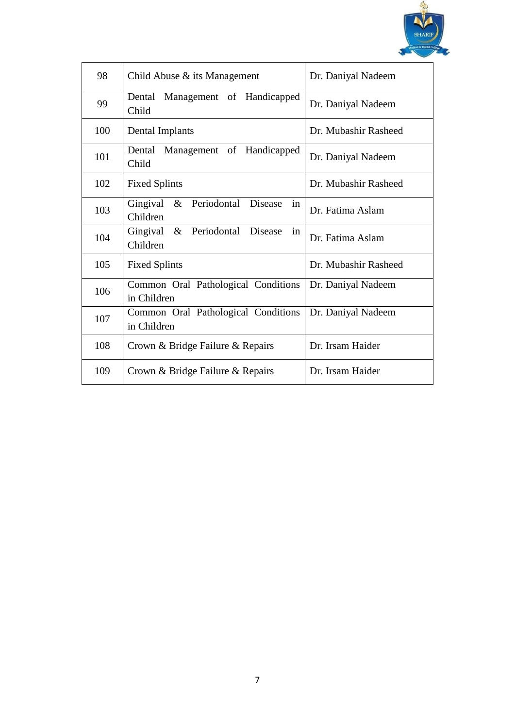| 98 | Child Abuse & its Management | Dr. Daniyal Nadeem |
|---|---|---|
| 99 | Dental Management of Handicapped Child | Dr. Daniyal Nadeem |
| 100 | Dental Implants | Dr. Mubashir Rasheed |
| 101 | Dental Management of Handicapped Child | Dr. Daniyal Nadeem |
| 102 | Fixed Splints | Dr. Mubashir Rasheed |
| 103 | Gingival & Periodontal Disease in Children | Dr. Fatima Aslam |
| 104 | Gingival & Periodontal Disease in Children | Dr. Fatima Aslam |
| 105 | Fixed Splints | Dr. Mubashir Rasheed |
| 106 | Common Oral Pathological Conditions in Children | Dr. Daniyal Nadeem |
| 107 | Common Oral Pathological Conditions in Children | Dr. Daniyal Nadeem |
| 108 | Crown & Bridge Failure & Repairs | Dr. Irsam Haider |
| 109 | Crown & Bridge Failure & Repairs | Dr. Irsam Haider |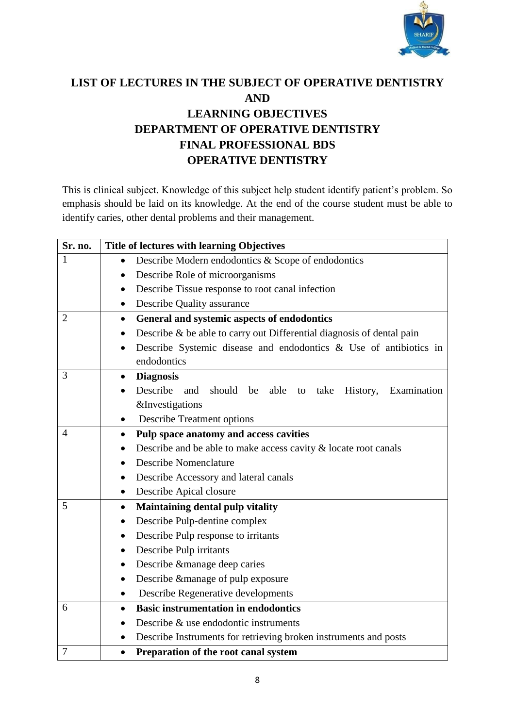# LIST OF LECTURES IN THE SUBJECT OF OPERATIVE DENTISTRY AND LEARNING OBJECTIVES

## DEPARTMENT OF OPERATIVE DENTISTRY

## FINAL PROFESSIONAL BDS

## OPERATIVE DENTISTRY

This is clinical subject. Knowledge of this subject help student identify patient's problem. So emphasis should be laid on its knowledge. At the end of the course student must be able to identify caries, other dental problems and their management.

| Sr. no. | Title of lectures with learning Objectives |
|---|---|
| 1 | • Describe Modern endodontics & Scope of endodontics<br>• Describe Role of microorganisms<br>• Describe Tissue response to root canal infection<br>• Describe Quality assurance |
| 2 | • **General and systemic aspects of endodontics**<br>• Describe & be able to carry out Differential diagnosis of dental pain<br>• Describe Systemic disease and endodontics & Use of antibiotics in endodontics |
| 3 | • **Diagnosis**<br>• Describe and should be able to take History, Examination &Investigations<br>• Describe Treatment options |
| 4 | • **Pulp space anatomy and access cavities**<br>• Describe and be able to make access cavity & locate root canals<br>• Describe Nomenclature<br>• Describe Accessory and lateral canals<br>• Describe Apical closure |
| 5 | • **Maintaining dental pulp vitality**<br>• Describe Pulp-dentine complex<br>• Describe Pulp response to irritants<br>• Describe Pulp irritants<br>• Describe &manage deep caries<br>• Describe &manage of pulp exposure<br>• Describe Regenerative developments |
| 6 | • **Basic instrumentation in endodontics**<br>• Describe & use endodontic instruments<br>• Describe Instruments for retrieving broken instruments and posts |
| 7 | • **Preparation of the root canal system** |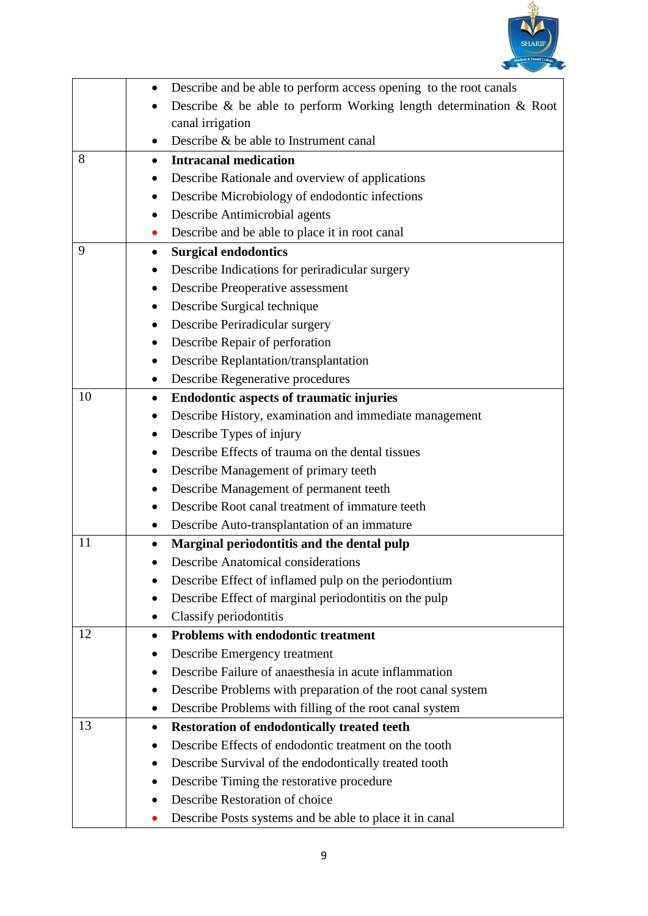| | |
|---|---|
| | • Describe and be able to perform access opening to the root canals<br>• Describe & be able to perform Working length determination & Root canal irrigation<br>• Describe & be able to Instrument canal |
| 8 | • **Intracanal medication**<br>• Describe Rationale and overview of applications<br>• Describe Microbiology of endodontic infections<br>• Describe Antimicrobial agents<br>• Describe and be able to place it in root canal |
| 9 | • **Surgical endodontics**<br>• Describe Indications for periradicular surgery<br>• Describe Preoperative assessment<br>• Describe Surgical technique<br>• Describe Periradicular surgery<br>• Describe Repair of perforation<br>• Describe Replantation/transplantation<br>• Describe Regenerative procedures |
| 10 | • **Endodontic aspects of traumatic injuries**<br>• Describe History, examination and immediate management<br>• Describe Types of injury<br>• Describe Effects of trauma on the dental tissues<br>• Describe Management of primary teeth<br>• Describe Management of permanent teeth<br>• Describe Root canal treatment of immature teeth<br>• Describe Auto-transplantation of an immature |
| 11 | • **Marginal periodontitis and the dental pulp**<br>• Describe Anatomical considerations<br>• Describe Effect of inflamed pulp on the periodontium<br>• Describe Effect of marginal periodontitis on the pulp<br>• Classify periodontitis |
| 12 | • **Problems with endodontic treatment**<br>• Describe Emergency treatment<br>• Describe Failure of anaesthesia in acute inflammation<br>• Describe Problems with preparation of the root canal system<br>• Describe Problems with filling of the root canal system |
| 13 | • **Restoration of endodontically treated teeth**<br>• Describe Effects of endodontic treatment on the tooth<br>• Describe Survival of the endodontically treated tooth<br>• Describe Timing the restorative procedure<br>• Describe Restoration of choice<br>• Describe Posts systems and be able to place it in canal |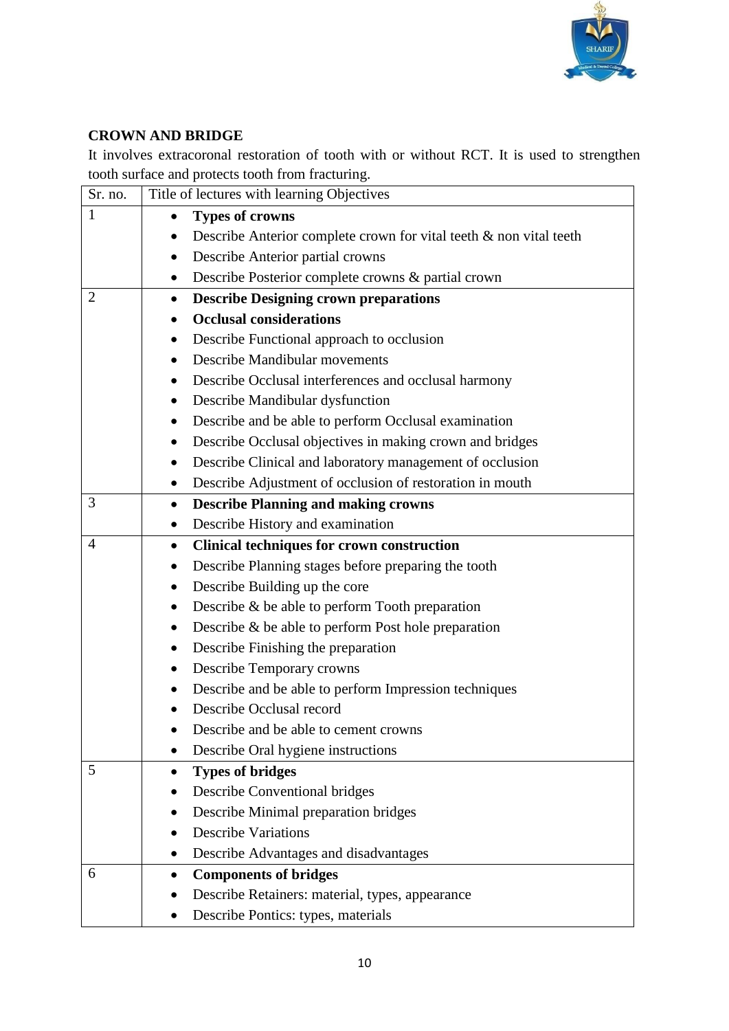**CROWN AND BRIDGE**

It involves extracoronal restoration of tooth with or without RCT. It is used to strengthen tooth surface and protects tooth from fracturing.

| Sr. no. | Title of lectures with learning Objectives |
|---|---|
| 1 | • **Types of crowns**<br>• Describe Anterior complete crown for vital teeth & non vital teeth<br>• Describe Anterior partial crowns<br>• Describe Posterior complete crowns & partial crown |
| 2 | • **Describe Designing crown preparations**<br>• **Occlusal considerations**<br>• Describe Functional approach to occlusion<br>• Describe Mandibular movements<br>• Describe Occlusal interferences and occlusal harmony<br>• Describe Mandibular dysfunction<br>• Describe and be able to perform Occlusal examination<br>• Describe Occlusal objectives in making crown and bridges<br>• Describe Clinical and laboratory management of occlusion<br>• Describe Adjustment of occlusion of restoration in mouth |
| 3 | • **Describe Planning and making crowns**<br>• Describe History and examination |
| 4 | • **Clinical techniques for crown construction**<br>• Describe Planning stages before preparing the tooth<br>• Describe Building up the core<br>• Describe & be able to perform Tooth preparation<br>• Describe & be able to perform Post hole preparation<br>• Describe Finishing the preparation<br>• Describe Temporary crowns<br>• Describe and be able to perform Impression techniques<br>• Describe Occlusal record<br>• Describe and be able to cement crowns<br>• Describe Oral hygiene instructions |
| 5 | • **Types of bridges**<br>• Describe Conventional bridges<br>• Describe Minimal preparation bridges<br>• Describe Variations<br>• Describe Advantages and disadvantages |
| 6 | • **Components of bridges**<br>• Describe Retainers: material, types, appearance<br>• Describe Pontics: types, materials |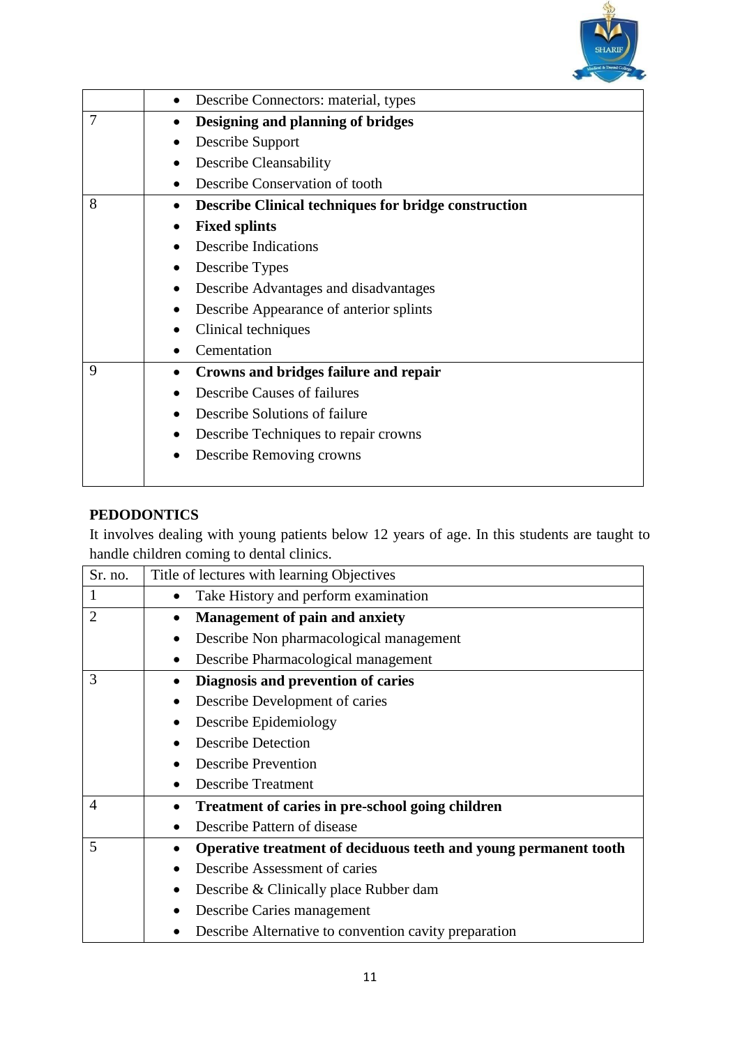| | |
|---|---|
| | • Describe Connectors: material, types |
| 7 | • **Designing and planning of bridges**<br>• Describe Support<br>• Describe Cleansability<br>• Describe Conservation of tooth |
| 8 | • **Describe Clinical techniques for bridge construction**<br>• **Fixed splints**<br>• Describe Indications<br>• Describe Types<br>• Describe Advantages and disadvantages<br>• Describe Appearance of anterior splints<br>• Clinical techniques<br>• Cementation |
| 9 | • **Crowns and bridges failure and repair**<br>• Describe Causes of failures<br>• Describe Solutions of failure<br>• Describe Techniques to repair crowns<br>• Describe Removing crowns |

**PEDODONTICS**

It involves dealing with young patients below 12 years of age. In this students are taught to handle children coming to dental clinics.

| Sr. no. | Title of lectures with learning Objectives |
|---|---|
| 1 | • Take History and perform examination |
| 2 | • **Management of pain and anxiety**<br>• Describe Non pharmacological management<br>• Describe Pharmacological management |
| 3 | • **Diagnosis and prevention of caries**<br>• Describe Development of caries<br>• Describe Epidemiology<br>• Describe Detection<br>• Describe Prevention<br>• Describe Treatment |
| 4 | • **Treatment of caries in pre-school going children**<br>• Describe Pattern of disease |
| 5 | • **Operative treatment of deciduous teeth and young permanent tooth**<br>• Describe Assessment of caries<br>• Describe & Clinically place Rubber dam<br>• Describe Caries management<br>• Describe Alternative to convention cavity preparation |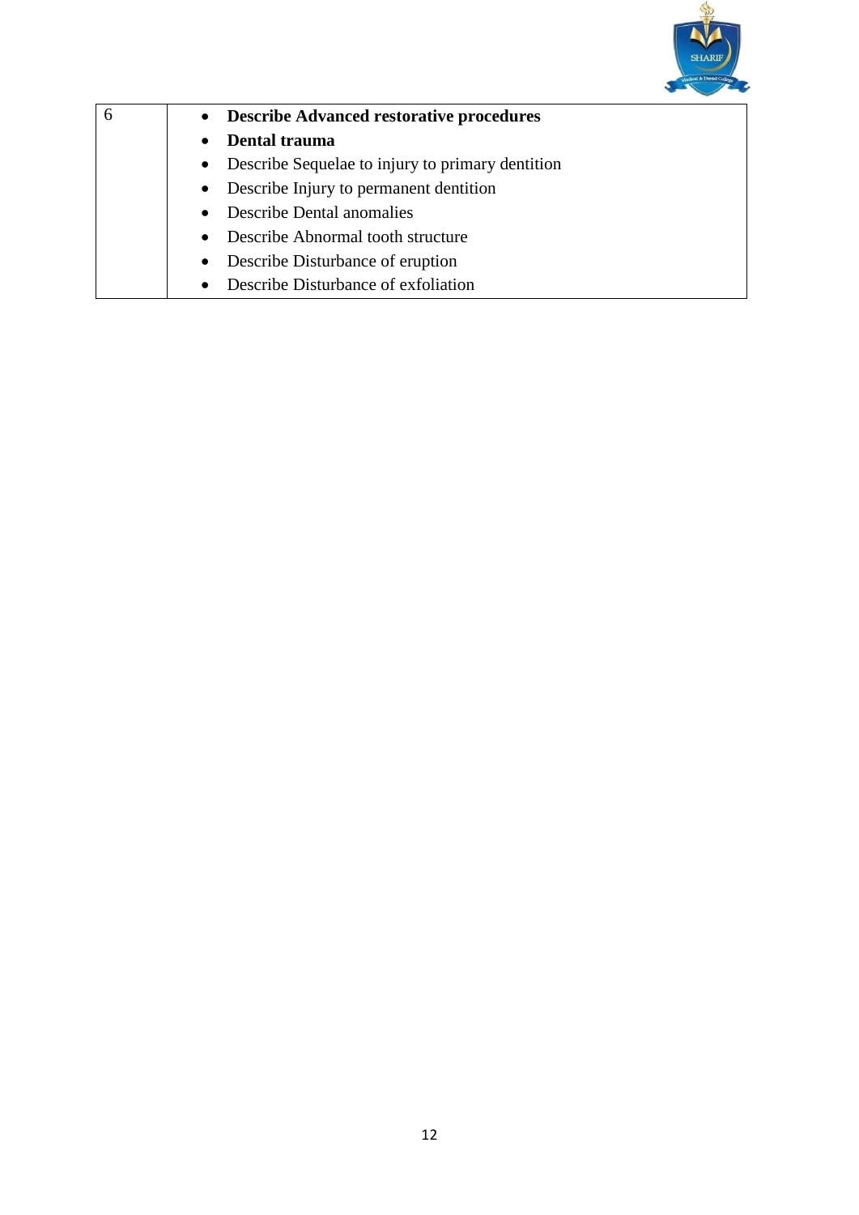| | |
|---|---|
| 6 | • **Describe Advanced restorative procedures**<br>• **Dental trauma**<br>• Describe Sequelae to injury to primary dentition<br>• Describe Injury to permanent dentition<br>• Describe Dental anomalies<br>• Describe Abnormal tooth structure<br>• Describe Disturbance of eruption<br>• Describe Disturbance of exfoliation |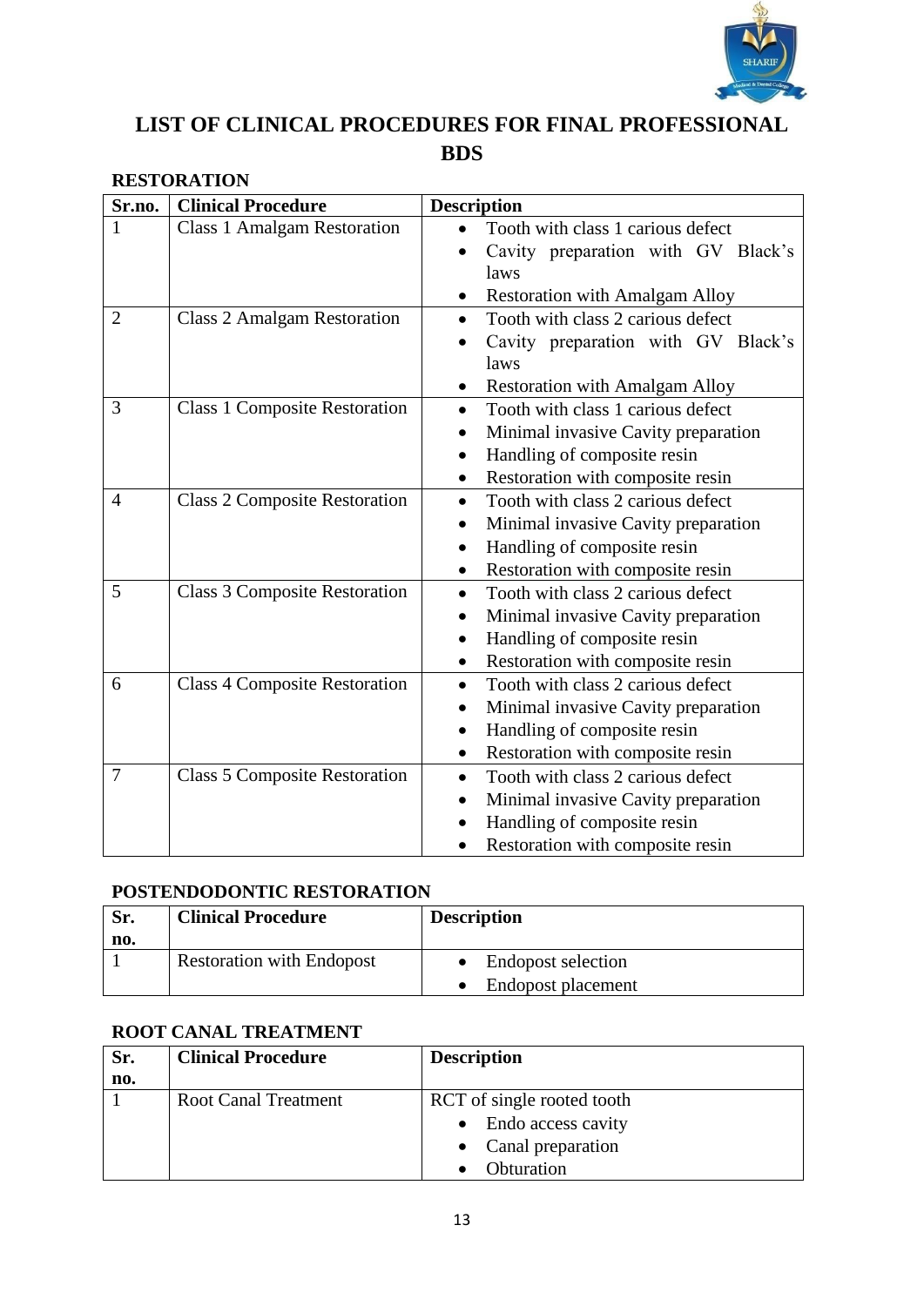# LIST OF CLINICAL PROCEDURES FOR FINAL PROFESSIONAL BDS

## RESTORATION

| Sr.no. | Clinical Procedure | Description |
|---|---|---|
| 1 | Class 1 Amalgam Restoration | • Tooth with class 1 carious defect<br>• Cavity preparation with GV Black's laws<br>• Restoration with Amalgam Alloy |
| 2 | Class 2 Amalgam Restoration | • Tooth with class 2 carious defect<br>• Cavity preparation with GV Black's laws<br>• Restoration with Amalgam Alloy |
| 3 | Class 1 Composite Restoration | • Tooth with class 1 carious defect<br>• Minimal invasive Cavity preparation<br>• Handling of composite resin<br>• Restoration with composite resin |
| 4 | Class 2 Composite Restoration | • Tooth with class 2 carious defect<br>• Minimal invasive Cavity preparation<br>• Handling of composite resin<br>• Restoration with composite resin |
| 5 | Class 3 Composite Restoration | • Tooth with class 2 carious defect<br>• Minimal invasive Cavity preparation<br>• Handling of composite resin<br>• Restoration with composite resin |
| 6 | Class 4 Composite Restoration | • Tooth with class 2 carious defect<br>• Minimal invasive Cavity preparation<br>• Handling of composite resin<br>• Restoration with composite resin |
| 7 | Class 5 Composite Restoration | • Tooth with class 2 carious defect<br>• Minimal invasive Cavity preparation<br>• Handling of composite resin<br>• Restoration with composite resin |

## POSTENDODONTIC RESTORATION

| Sr. no. | Clinical Procedure | Description |
|---|---|---|
| 1 | Restoration with Endopost | • Endopost selection<br>• Endopost placement |

## ROOT CANAL TREATMENT

| Sr. no. | Clinical Procedure | Description |
|---|---|---|
| 1 | Root Canal Treatment | RCT of single rooted tooth<br>• Endo access cavity<br>• Canal preparation<br>• Obturation |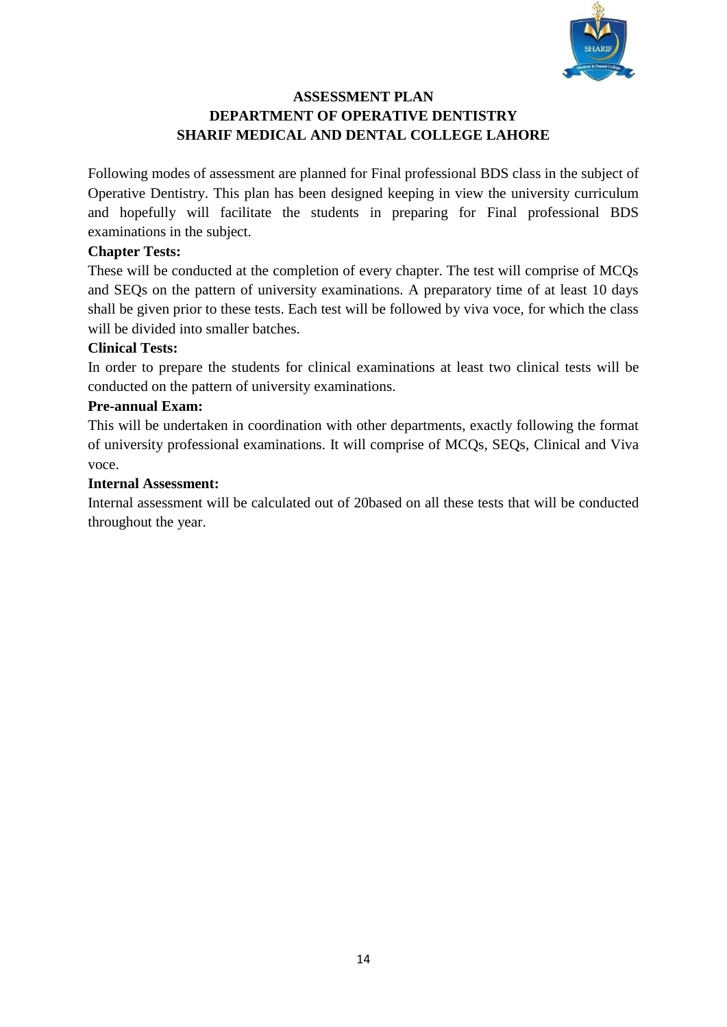# ASSESSMENT PLAN
## DEPARTMENT OF OPERATIVE DENTISTRY
## SHARIF MEDICAL AND DENTAL COLLEGE LAHORE

Following modes of assessment are planned for Final professional BDS class in the subject of Operative Dentistry. This plan has been designed keeping in view the university curriculum and hopefully will facilitate the students in preparing for Final professional BDS examinations in the subject.

**Chapter Tests:**

These will be conducted at the completion of every chapter. The test will comprise of MCQs and SEQs on the pattern of university examinations. A preparatory time of at least 10 days shall be given prior to these tests. Each test will be followed by viva voce, for which the class will be divided into smaller batches.

**Clinical Tests:**

In order to prepare the students for clinical examinations at least two clinical tests will be conducted on the pattern of university examinations.

**Pre-annual Exam:**

This will be undertaken in coordination with other departments, exactly following the format of university professional examinations. It will comprise of MCQs, SEQs, Clinical and Viva voce.

**Internal Assessment:**

Internal assessment will be calculated out of 20based on all these tests that will be conducted throughout the year.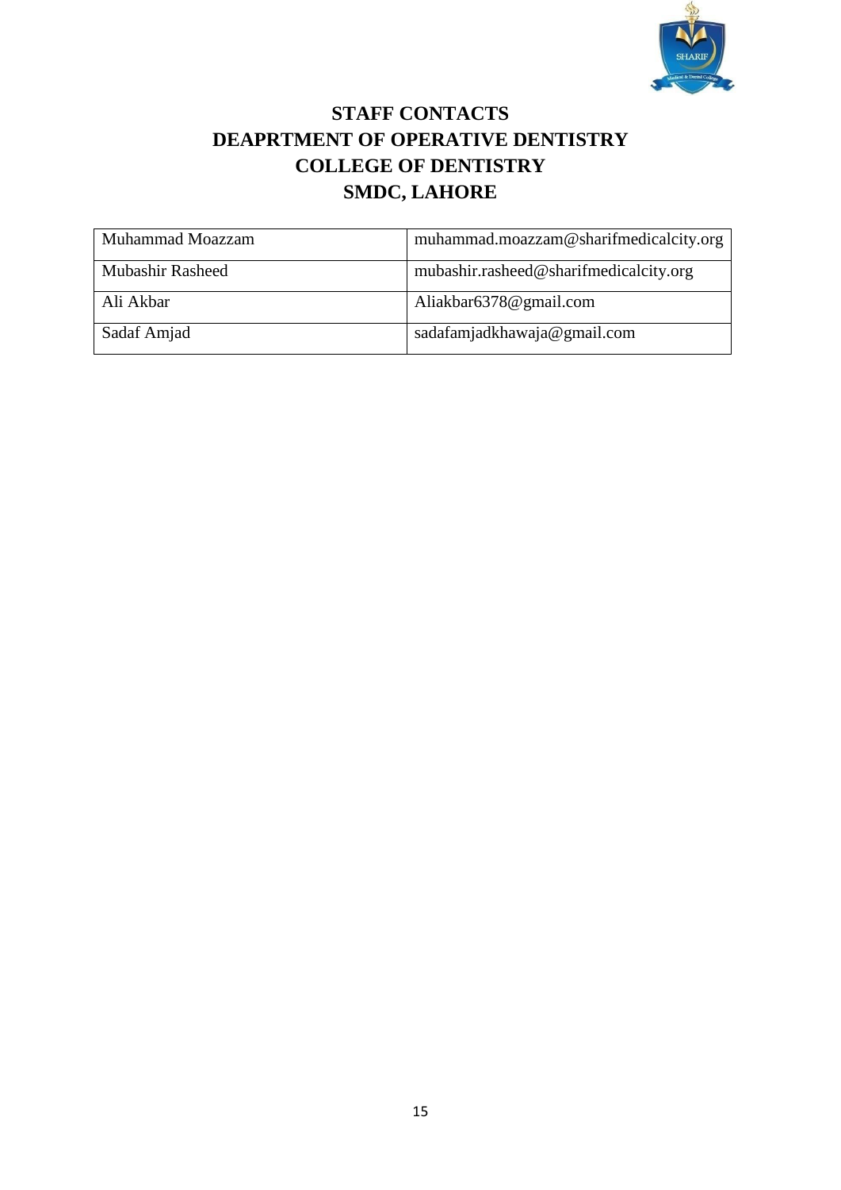# STAFF CONTACTS
# DEAPRTMENT OF OPERATIVE DENTISTRY
# COLLEGE OF DENTISTRY
# SMDC, LAHORE

| | |
|---|---|
| Muhammad Moazzam | muhammad.moazzam@sharifmedicalcity.org |
| Mubashir Rasheed | mubashir.rasheed@sharifmedicalcity.org |
| Ali Akbar | Aliakbar6378@gmail.com |
| Sadaf Amjad | sadafamjadkhawaja@gmail.com |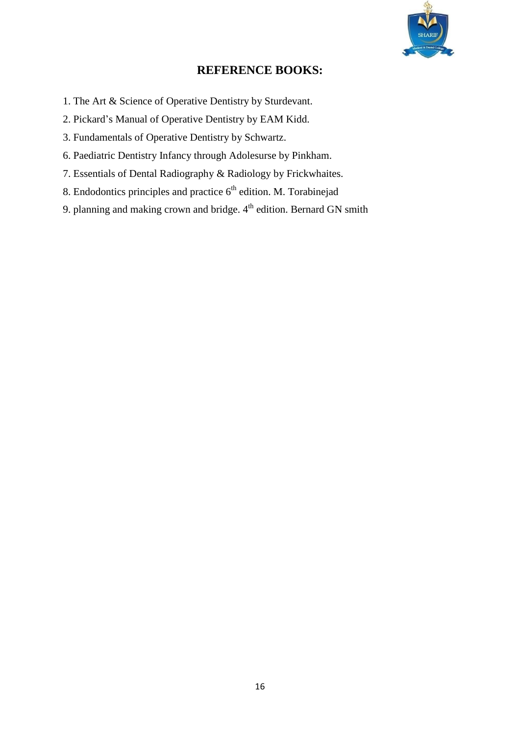## REFERENCE BOOKS:

1. The Art & Science of Operative Dentistry by Sturdevant.
2. Pickard's Manual of Operative Dentistry by EAM Kidd.
3. Fundamentals of Operative Dentistry by Schwartz.
6. Paediatric Dentistry Infancy through Adolesurse by Pinkham.
7. Essentials of Dental Radiography & Radiology by Frickwhaites.
8. Endodontics principles and practice $6^{th}$ edition. M. Torabinejad
9. planning and making crown and bridge. $4^{th}$ edition. Bernard GN smith